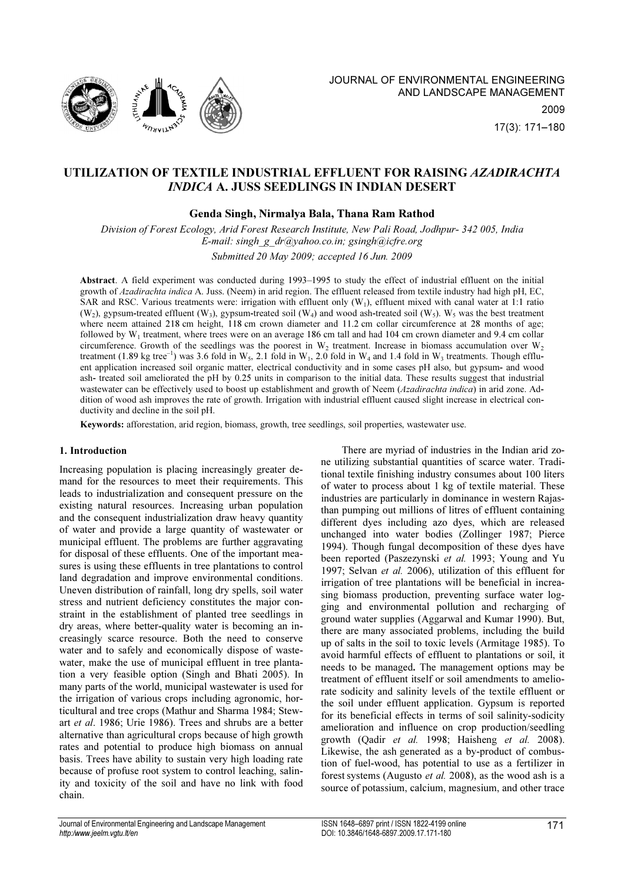# UTILIZATION OF TEXTILE INDUSTRIAL EFFLUENT FOR RAISING *AZADIRACHTA INDICA* A. JUSS SEEDLINGS IN INDIAN DESERT

**Genda Singh, Nirmalya Bala, Thana Ram Rathod**

*Division of Forest Ecology, Arid Forest Research Institute, New Pali Road, Jodhpur- 342 005, India*
*E-mail: singh_g_dr@yahoo.co.in; gsingh@icfre.org*

*Submitted 20 May 2009; accepted 16 Jun. 2009*

**Abstract**. A field experiment was conducted during 1993–1995 to study the effect of industrial effluent on the initial growth of *Azadirachta indica* A. Juss. (Neem) in arid region. The effluent released from textile industry had high pH, EC, SAR and RSC. Various treatments were: irrigation with effluent only ($W_1$), effluent mixed with canal water at 1:1 ratio ($W_2$), gypsum-treated effluent ($W_3$), gypsum-treated soil ($W_4$) and wood ash-treated soil ($W_5$). $W_5$ was the best treatment where neem attained 218 cm height, 118 cm crown diameter and 11.2 cm collar circumference at 28 months of age; followed by $W_1$ treatment, where trees were on an average 186 cm tall and had 104 cm crown diameter and 9.4 cm collar circumference. Growth of the seedlings was the poorest in $W_2$ treatment. Increase in biomass accumulation over $W_2$ treatment (1.89 kg tree$^{-1}$) was 3.6 fold in $W_5$, 2.1 fold in $W_1$, 2.0 fold in $W_4$ and 1.4 fold in $W_3$ treatments. Though effluent application increased soil organic matter, electrical conductivity and in some cases pH also, but gypsum- and wood ash- treated soil ameliorated the pH by 0.25 units in comparison to the initial data. These results suggest that industrial wastewater can be effectively used to boost up establishment and growth of Neem (*Azadirachta indica*) in arid zone. Addition of wood ash improves the rate of growth. Irrigation with industrial effluent caused slight increase in electrical conductivity and decline in the soil pH.

**Keywords:** afforestation, arid region, biomass, growth, tree seedlings, soil properties, wastewater use.

## 1. Introduction

Increasing population is placing increasingly greater demand for the resources to meet their requirements. This leads to industrialization and consequent pressure on the existing natural resources. Increasing urban population and the consequent industrialization draw heavy quantity of water and provide a large quantity of wastewater or municipal effluent. The problems are further aggravating for disposal of these effluents. One of the important measures is using these effluents in tree plantations to control land degradation and improve environmental conditions. Uneven distribution of rainfall, long dry spells, soil water stress and nutrient deficiency constitutes the major constraint in the establishment of planted tree seedlings in dry areas, where better-quality water is becoming an increasingly scarce resource. Both the need to conserve water and to safely and economically dispose of wastewater, make the use of municipal effluent in tree plantation a very feasible option (Singh and Bhati 2005). In many parts of the world, municipal wastewater is used for the irrigation of various crops including agronomic, horticultural and tree crops (Mathur and Sharma 1984; Stewart *et al*. 1986; Urie 1986). Trees and shrubs are a better alternative than agricultural crops because of high growth rates and potential to produce high biomass on annual basis. Trees have ability to sustain very high loading rate because of profuse root system to control leaching, salinity and toxicity of the soil and have no link with food chain.

There are myriad of industries in the Indian arid zone utilizing substantial quantities of scarce water. Traditional textile finishing industry consumes about 100 liters of water to process about 1 kg of textile material. These industries are particularly in dominance in western Rajasthan pumping out millions of litres of effluent containing different dyes including azo dyes, which are released unchanged into water bodies (Zollinger 1987; Pierce 1994). Though fungal decomposition of these dyes have been reported (Paszezynski *et al.* 1993; Young and Yu 1997; Selvan *et al.* 2006), utilization of this effluent for irrigation of tree plantations will be beneficial in increasing biomass production, preventing surface water logging and environmental pollution and recharging of ground water supplies (Aggarwal and Kumar 1990). But, there are many associated problems, including the build up of salts in the soil to toxic levels (Armitage 1985). To avoid harmful effects of effluent to plantations or soil, it needs to be managed**.** The management options may be treatment of effluent itself or soil amendments to ameliorate sodicity and salinity levels of the textile effluent or the soil under effluent application. Gypsum is reported for its beneficial effects in terms of soil salinity-sodicity amelioration and influence on crop production/seedling growth (Qadir *et al.* 1998; Haisheng *et al.* 2008). Likewise, the ash generated as a by-product of combustion of fuel-wood, has potential to use as a fertilizer in forest systems (Augusto *et al.* 2008), as the wood ash is a source of potassium, calcium, magnesium, and other trace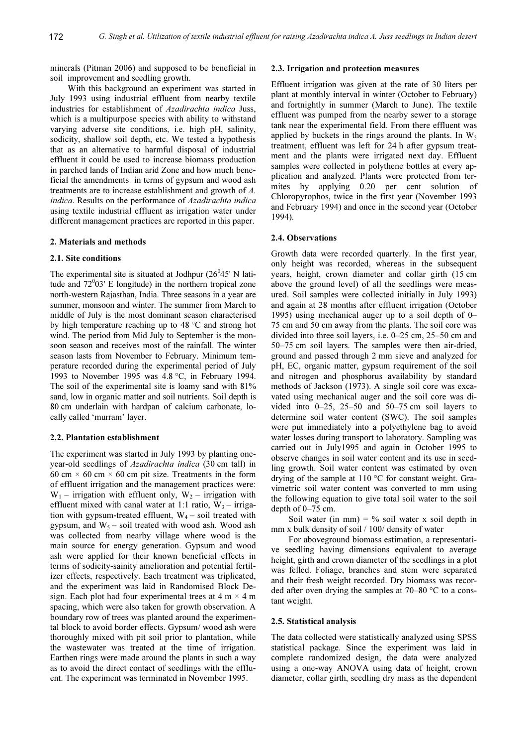minerals (Pitman 2006) and supposed to be beneficial in soil improvement and seedling growth.

With this background an experiment was started in July 1993 using industrial effluent from nearby textile industries for establishment of *Azadirachta indica* Juss, which is a multipurpose species with ability to withstand varying adverse site conditions, i.e. high pH, salinity, sodicity, shallow soil depth, etc. We tested a hypothesis that as an alternative to harmful disposal of industrial effluent it could be used to increase biomass production in parched lands of Indian arid Zone and how much beneficial the amendments in terms of gypsum and wood ash treatments are to increase establishment and growth of *A. indica*. Results on the performance of *Azadirachta indica* using textile industrial effluent as irrigation water under different management practices are reported in this paper.

## 2. Materials and methods

### 2.1. Site conditions

The experimental site is situated at Jodhpur ($26^0$45' N latitude and $72^0$03' E longitude) in the northern tropical zone north-western Rajasthan, India. Three seasons in a year are summer, monsoon and winter. The summer from March to middle of July is the most dominant season characterised by high temperature reaching up to 48 °C and strong hot wind. The period from Mid July to September is the monsoon season and receives most of the rainfall. The winter season lasts from November to February. Minimum temperature recorded during the experimental period of July 1993 to November 1995 was 4.8 °C, in February 1994. The soil of the experimental site is loamy sand with 81% sand, low in organic matter and soil nutrients. Soil depth is 80 cm underlain with hardpan of calcium carbonate, locally called 'murram' layer.

### 2.2. Plantation establishment

The experiment was started in July 1993 by planting one-year-old seedlings of *Azadirachta indica* (30 cm tall) in 60 cm × 60 cm × 60 cm pit size. Treatments in the form of effluent irrigation and the management practices were: $W_1$ – irrigation with effluent only, $W_2$ – irrigation with effluent mixed with canal water at 1:1 ratio, $W_3$ – irrigation with gypsum-treated effluent, $W_4$ – soil treated with gypsum, and $W_5$ – soil treated with wood ash. Wood ash was collected from nearby village where wood is the main source for energy generation. Gypsum and wood ash were applied for their known beneficial effects in terms of sodicity-sainity amelioration and potential fertilizer effects, respectively. Each treatment was triplicated, and the experiment was laid in Randomised Block Design. Each plot had four experimental trees at 4 m × 4 m spacing, which were also taken for growth observation. A boundary row of trees was planted around the experimental block to avoid border effects. Gypsum/ wood ash were thoroughly mixed with pit soil prior to plantation, while the wastewater was treated at the time of irrigation. Earthen rings were made around the plants in such a way as to avoid the direct contact of seedlings with the effluent. The experiment was terminated in November 1995.

### 2.3. Irrigation and protection measures

Effluent irrigation was given at the rate of 30 liters per plant at monthly interval in winter (October to February) and fortnightly in summer (March to June). The textile effluent was pumped from the nearby sewer to a storage tank near the experimental field. From there effluent was applied by buckets in the rings around the plants. In $W_3$ treatment, effluent was left for 24 h after gypsum treatment and the plants were irrigated next day. Effluent samples were collected in polythene bottles at every application and analyzed. Plants were protected from termites by applying 0.20 per cent solution of Chloropyrophos, twice in the first year (November 1993 and February 1994) and once in the second year (October 1994).

### 2.4. Observations

Growth data were recorded quarterly. In the first year, only height was recorded, whereas in the subsequent years, height, crown diameter and collar girth (15 cm above the ground level) of all the seedlings were measured. Soil samples were collected initially in July 1993) and again at 28 months after effluent irrigation (October 1995) using mechanical auger up to a soil depth of 0–75 cm and 50 cm away from the plants. The soil core was divided into three soil layers, i.e. 0–25 cm, 25–50 cm and 50–75 cm soil layers. The samples were then air-dried, ground and passed through 2 mm sieve and analyzed for pH, EC, organic matter, gypsum requirement of the soil and nitrogen and phosphorus availability by standard methods of Jackson (1973). A single soil core was excavated using mechanical auger and the soil core was divided into 0–25, 25–50 and 50–75 cm soil layers to determine soil water content (SWC). The soil samples were put immediately into a polyethylene bag to avoid water losses during transport to laboratory. Sampling was carried out in July1995 and again in October 1995 to observe changes in soil water content and its use in seedling growth. Soil water content was estimated by oven drying of the sample at 110 °C for constant weight. Gravimetric soil water content was converted to mm using the following equation to give total soil water to the soil depth of 0–75 cm.

Soil water (in mm) = % soil water x soil depth in mm x bulk density of soil / 100/ density of water

For aboveground biomass estimation, a representative seedling having dimensions equivalent to average height, girth and crown diameter of the seedlings in a plot was felled. Foliage, branches and stem were separated and their fresh weight recorded. Dry biomass was recorded after oven drying the samples at 70–80 °C to a constant weight.

### 2.5. Statistical analysis

The data collected were statistically analyzed using SPSS statistical package. Since the experiment was laid in complete randomized design, the data were analyzed using a one-way ANOVA using data of height, crown diameter, collar girth, seedling dry mass as the dependent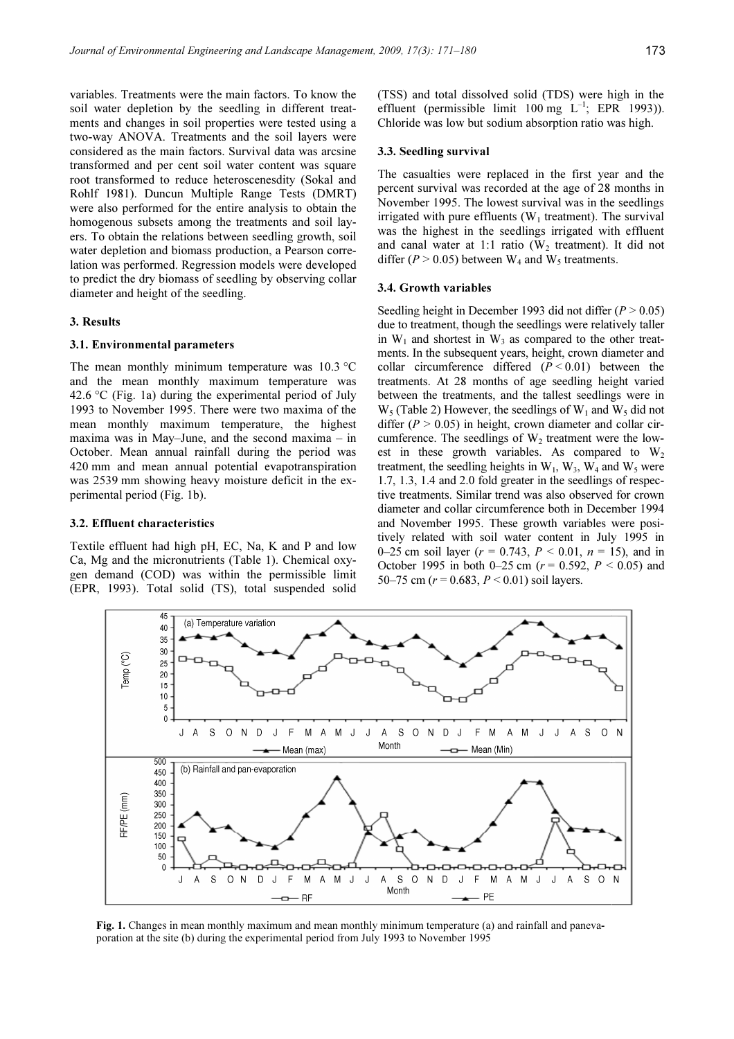variables. Treatments were the main factors. To know the soil water depletion by the seedling in different treatments and changes in soil properties were tested using a two-way ANOVA. Treatments and the soil layers were considered as the main factors. Survival data was arcsine transformed and per cent soil water content was square root transformed to reduce heteroscenesdity (Sokal and Rohlf 1981). Duncun Multiple Range Tests (DMRT) were also performed for the entire analysis to obtain the homogenous subsets among the treatments and soil layers. To obtain the relations between seedling growth, soil water depletion and biomass production, a Pearson correlation was performed. Regression models were developed to predict the dry biomass of seedling by observing collar diameter and height of the seedling.

## 3. Results

### 3.1. Environmental parameters

The mean monthly minimum temperature was 10.3 °C and the mean monthly maximum temperature was 42.6 °C (Fig. 1a) during the experimental period of July 1993 to November 1995. There were two maxima of the mean monthly maximum temperature, the highest maxima was in May–June, and the second maxima – in October. Mean annual rainfall during the period was 420 mm and mean annual potential evapotranspiration was 2539 mm showing heavy moisture deficit in the experimental period (Fig. 1b).

### 3.2. Effluent characteristics

Textile effluent had high pH, EC, Na, K and P and low Ca, Mg and the micronutrients (Table 1). Chemical oxygen demand (COD) was within the permissible limit (EPR, 1993). Total solid (TS), total suspended solid (TSS) and total dissolved solid (TDS) were high in the effluent (permissible limit 100 mg $L^{-1}$; EPR 1993)). Chloride was low but sodium absorption ratio was high.

### 3.3. Seedling survival

The casualties were replaced in the first year and the percent survival was recorded at the age of 28 months in November 1995. The lowest survival was in the seedlings irrigated with pure effluents ($W_1$ treatment). The survival was the highest in the seedlings irrigated with effluent and canal water at 1:1 ratio ($W_2$ treatment). It did not differ ($P > 0.05$) between $W_4$ and $W_5$ treatments.

### 3.4. Growth variables

Seedling height in December 1993 did not differ ($P > 0.05$) due to treatment, though the seedlings were relatively taller in $W_1$ and shortest in $W_3$ as compared to the other treatments. In the subsequent years, height, crown diameter and collar circumference differed ($P < 0.01$) between the treatments. At 28 months of age seedling height varied between the treatments, and the tallest seedlings were in $W_5$ (Table 2) However, the seedlings of $W_1$ and $W_5$ did not differ ($P > 0.05$) in height, crown diameter and collar circumference. The seedlings of $W_2$ treatment were the lowest in these growth variables. As compared to $W_2$ treatment, the seedling heights in $W_1$, $W_3$, $W_4$ and $W_5$ were 1.7, 1.3, 1.4 and 2.0 fold greater in the seedlings of respective treatments. Similar trend was also observed for crown diameter and collar circumference both in December 1994 and November 1995. These growth variables were positively related with soil water content in July 1995 in 0–25 cm soil layer ($r = 0.743$, $P < 0.01$, $n = 15$), and in October 1995 in both 0–25 cm ($r = 0.592$, $P < 0.05$) and 50–75 cm ($r = 0.683$, $P < 0.01$) soil layers.

**Fig. 1.** Changes in mean monthly maximum and mean monthly minimum temperature (a) and rainfall and panevaporation at the site (b) during the experimental period from July 1993 to November 1995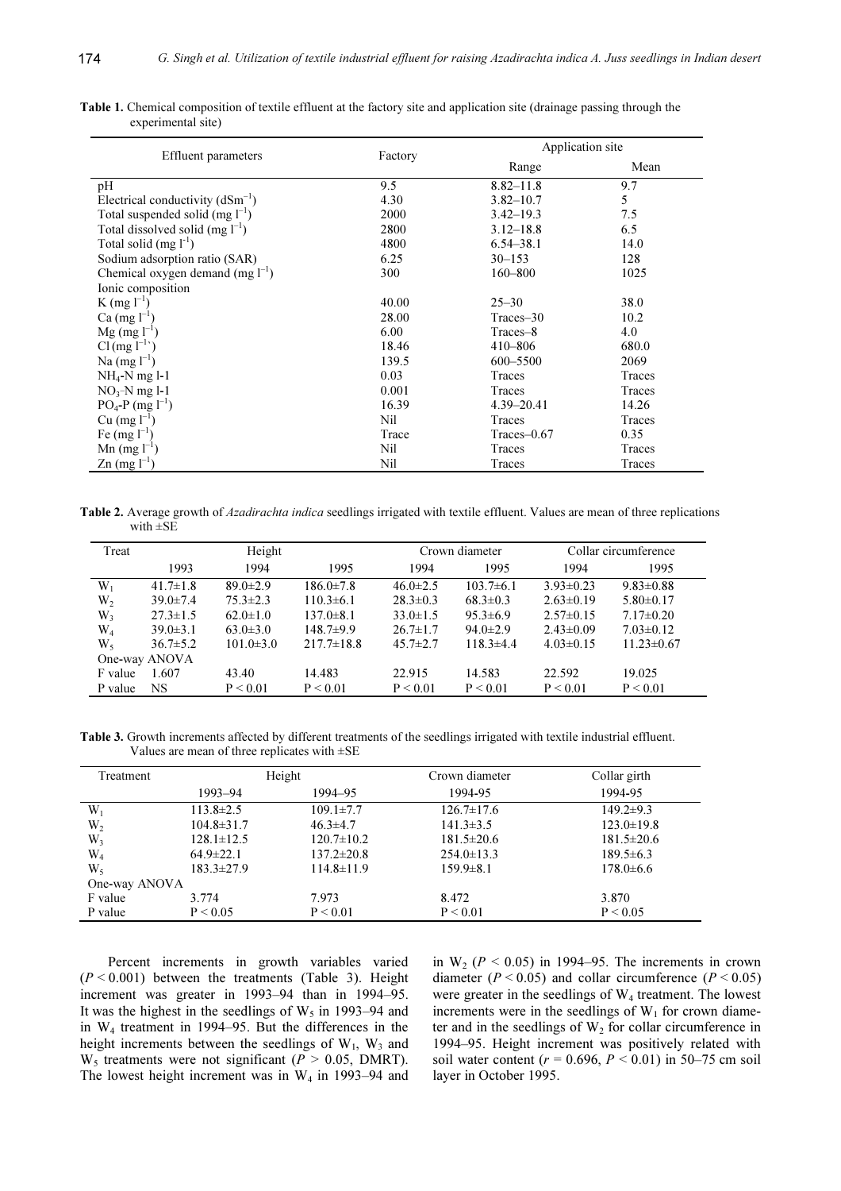**Table 1.** Chemical composition of textile effluent at the factory site and application site (drainage passing through the experimental site)

| Effluent parameters | Factory | Application site | |
|---|---|---|---|
| | | Range | Mean |
| pH | 9.5 | 8.82–11.8 | 9.7 |
| Electrical conductivity ($dSm^{-1}$) | 4.30 | 3.82–10.7 | 5 |
| Total suspended solid ($mg\ l^{-1}$) | 2000 | 3.42–19.3 | 7.5 |
| Total dissolved solid ($mg\ l^{-1}$) | 2800 | 3.12–18.8 | 6.5 |
| Total solid ($mg\ l^{-1}$) | 4800 | 6.54–38.1 | 14.0 |
| Sodium adsorption ratio (SAR) | 6.25 | 30–153 | 128 |
| Chemical oxygen demand ($mg\ l^{-1}$) | 300 | 160–800 | 1025 |
| Ionic composition | | | |
| K ($mg\ l^{-1}$) | 40.00 | 25–30 | 38.0 |
| Ca ($mg\ l^{-1}$) | 28.00 | Traces–30 | 10.2 |
| Mg ($mg\ l^{-1}$) | 6.00 | Traces–8 | 4.0 |
| Cl ($mg\ l^{-1}$) | 18.46 | 410–806 | 680.0 |
| Na ($mg\ l^{-1}$) | 139.5 | 600–5500 | 2069 |
| $NH_4$-N mg l-1 | 0.03 | Traces | Traces |
| $NO_3$–N mg l-1 | 0.001 | Traces | Traces |
| $PO_4$-P ($mg\ l^{-1}$) | 16.39 | 4.39–20.41 | 14.26 |
| Cu ($mg\ l^{-1}$) | Nil | Traces | Traces |
| Fe ($mg\ l^{-1}$) | Trace | Traces–0.67 | 0.35 |
| Mn ($mg\ l^{-1}$) | Nil | Traces | Traces |
| Zn ($mg\ l^{-1}$) | Nil | Traces | Traces |

**Table 2.** Average growth of *Azadirachta indica* seedlings irrigated with textile effluent. Values are mean of three replications with ±SE

| Treat | Height | | | Crown diameter | | Collar circumference | |
|---|---|---|---|---|---|---|---|
| | 1993 | 1994 | 1995 | 1994 | 1995 | 1994 | 1995 |
| $W_1$ | 41.7±1.8 | 89.0±2.9 | 186.0±7.8 | 46.0±2.5 | 103.7±6.1 | 3.93±0.23 | 9.83±0.88 |
| $W_2$ | 39.0±7.4 | 75.3±2.3 | 110.3±6.1 | 28.3±0.3 | 68.3±0.3 | 2.63±0.19 | 5.80±0.17 |
| $W_3$ | 27.3±1.5 | 62.0±1.0 | 137.0±8.1 | 33.0±1.5 | 95.3±6.9 | 2.57±0.15 | 7.17±0.20 |
| $W_4$ | 39.0±3.1 | 63.0±3.0 | 148.7±9.9 | 26.7±1.7 | 94.0±2.9 | 2.43±0.09 | 7.03±0.12 |
| $W_5$ | 36.7±5.2 | 101.0±3.0 | 217.7±18.8 | 45.7±2.7 | 118.3±4.4 | 4.03±0.15 | 11.23±0.67 |
| One-way ANOVA | | | | | | | |
| F value | 1.607 | 43.40 | 14.483 | 22.915 | 14.583 | 22.592 | 19.025 |
| P value | NS | $P < 0.01$ | $P < 0.01$ | $P < 0.01$ | $P < 0.01$ | $P < 0.01$ | $P < 0.01$ |

**Table 3.** Growth increments affected by different treatments of the seedlings irrigated with textile industrial effluent. Values are mean of three replicates with ±SE

| Treatment | Height | | Crown diameter | Collar girth |
|---|---|---|---|---|
| | 1993–94 | 1994–95 | 1994-95 | 1994-95 |
| $W_1$ | 113.8±2.5 | 109.1±7.7 | 126.7±17.6 | 149.2±9.3 |
| $W_2$ | 104.8±31.7 | 46.3±4.7 | 141.3±3.5 | 123.0±19.8 |
| $W_3$ | 128.1±12.5 | 120.7±10.2 | 181.5±20.6 | 181.5±20.6 |
| $W_4$ | 64.9±22.1 | 137.2±20.8 | 254.0±13.3 | 189.5±6.3 |
| $W_5$ | 183.3±27.9 | 114.8±11.9 | 159.9±8.1 | 178.0±6.6 |
| One-way ANOVA | | | | |
| F value | 3.774 | 7.973 | 8.472 | 3.870 |
| P value | $P < 0.05$ | $P < 0.01$ | $P < 0.01$ | $P < 0.05$ |

Percent increments in growth variables varied ($P < 0.001$) between the treatments (Table 3). Height increment was greater in 1993–94 than in 1994–95. It was the highest in the seedlings of $W_5$ in 1993–94 and in $W_4$ treatment in 1994–95. But the differences in the height increments between the seedlings of $W_1$, $W_3$ and $W_5$ treatments were not significant ($P > 0.05$, DMRT). The lowest height increment was in $W_4$ in 1993–94 and in $W_2$ ($P < 0.05$) in 1994–95. The increments in crown diameter ($P < 0.05$) and collar circumference ($P < 0.05$) were greater in the seedlings of $W_4$ treatment. The lowest increments were in the seedlings of $W_1$ for crown diameter and in the seedlings of $W_2$ for collar circumference in 1994–95. Height increment was positively related with soil water content ($r = 0.696$, $P < 0.01$) in 50–75 cm soil layer in October 1995.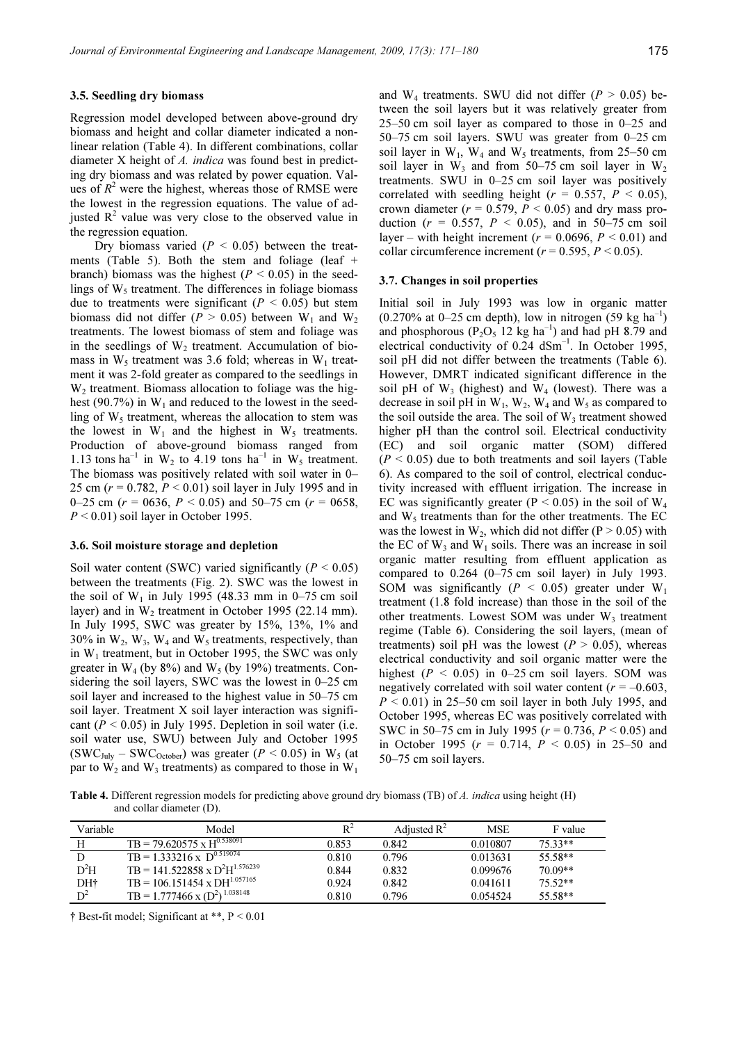### 3.5. Seedling dry biomass

Regression model developed between above-ground dry biomass and height and collar diameter indicated a non-linear relation (Table 4). In different combinations, collar diameter X height of *A. indica* was found best in predicting dry biomass and was related by power equation. Values of $R^2$ were the highest, whereas those of RMSE were the lowest in the regression equations. The value of adjusted $R^2$ value was very close to the observed value in the regression equation.

Dry biomass varied ($P < 0.05$) between the treatments (Table 5). Both the stem and foliage (leaf + branch) biomass was the highest ($P < 0.05$) in the seedlings of $W_5$ treatment. The differences in foliage biomass due to treatments were significant ($P < 0.05$) but stem biomass did not differ ($P > 0.05$) between $W_1$ and $W_2$ treatments. The lowest biomass of stem and foliage was in the seedlings of $W_2$ treatment. Accumulation of biomass in $W_5$ treatment was 3.6 fold; whereas in $W_1$ treatment it was 2-fold greater as compared to the seedlings in $W_2$ treatment. Biomass allocation to foliage was the highest (90.7%) in $W_1$ and reduced to the lowest in the seedling of $W_5$ treatment, whereas the allocation to stem was the lowest in $W_1$ and the highest in $W_5$ treatments. Production of above-ground biomass ranged from 1.13 tons ha$^{-1}$ in $W_2$ to 4.19 tons ha$^{-1}$ in $W_5$ treatment. The biomass was positively related with soil water in 0–25 cm ($r = 0.782$, $P < 0.01$) soil layer in July 1995 and in 0–25 cm ($r = 0636$, $P < 0.05$) and 50–75 cm ($r = 0658$, $P < 0.01$) soil layer in October 1995.

### 3.6. Soil moisture storage and depletion

Soil water content (SWC) varied significantly ($P < 0.05$) between the treatments (Fig. 2). SWC was the lowest in the soil of $W_1$ in July 1995 (48.33 mm in 0–75 cm soil layer) and in $W_2$ treatment in October 1995 (22.14 mm). In July 1995, SWC was greater by 15%, 13%, 1% and 30% in $W_2$, $W_3$, $W_4$ and $W_5$ treatments, respectively, than in $W_1$ treatment, but in October 1995, the SWC was only greater in $W_4$ (by 8%) and $W_5$ (by 19%) treatments. Considering the soil layers, SWC was the lowest in 0–25 cm soil layer and increased to the highest value in 50–75 cm soil layer. Treatment X soil layer interaction was significant ($P < 0.05$) in July 1995. Depletion in soil water (i.e. soil water use, SWU) between July and October 1995 ($SWC_{July} - SWC_{October}$) was greater ($P < 0.05$) in $W_5$ (at par to $W_2$ and $W_3$ treatments) as compared to those in $W_1$ and $W_4$ treatments. SWU did not differ ($P > 0.05$) between the soil layers but it was relatively greater from 25–50 cm soil layer as compared to those in 0–25 and 50–75 cm soil layers. SWU was greater from 0–25 cm soil layer in $W_1$, $W_4$ and $W_5$ treatments, from 25–50 cm soil layer in $W_3$ and from 50–75 cm soil layer in $W_2$ treatments. SWU in 0–25 cm soil layer was positively correlated with seedling height ($r = 0.557$, $P < 0.05$), crown diameter ($r = 0.579$, $P < 0.05$) and dry mass production ($r = 0.557$, $P < 0.05$), and in 50–75 cm soil layer – with height increment ($r = 0.0696$, $P < 0.01$) and collar circumference increment ($r = 0.595$, $P < 0.05$).

### 3.7. Changes in soil properties

Initial soil in July 1993 was low in organic matter (0.270% at 0–25 cm depth), low in nitrogen (59 kg ha$^{-1}$) and phosphorous ($P_2O_5$ 12 kg ha$^{-1}$) and had pH 8.79 and electrical conductivity of 0.24 dSm$^{-1}$. In October 1995, soil pH did not differ between the treatments (Table 6). However, DMRT indicated significant difference in the soil pH of $W_3$ (highest) and $W_4$ (lowest). There was a decrease in soil pH in $W_1$, $W_2$, $W_4$ and $W_5$ as compared to the soil outside the area. The soil of $W_3$ treatment showed higher pH than the control soil. Electrical conductivity (EC) and soil organic matter (SOM) differed ($P < 0.05$) due to both treatments and soil layers (Table 6). As compared to the soil of control, electrical conductivity increased with effluent irrigation. The increase in EC was significantly greater ($P < 0.05$) in the soil of $W_4$ and $W_5$ treatments than for the other treatments. The EC was the lowest in $W_2$, which did not differ ($P > 0.05$) with the EC of $W_3$ and $W_1$ soils. There was an increase in soil organic matter resulting from effluent application as compared to 0.264 (0–75 cm soil layer) in July 1993. SOM was significantly ($P < 0.05$) greater under $W_1$ treatment (1.8 fold increase) than those in the soil of the other treatments. Lowest SOM was under $W_3$ treatment regime (Table 6). Considering the soil layers, (mean of treatments) soil pH was the lowest ($P > 0.05$), whereas electrical conductivity and soil organic matter were the highest ($P < 0.05$) in 0–25 cm soil layers. SOM was negatively correlated with soil water content ($r = -0.603$, $P < 0.01$) in 25–50 cm soil layer in both July 1995, and October 1995, whereas EC was positively correlated with SWC in 50–75 cm in July 1995 ($r = 0.736$, $P < 0.05$) and in October 1995 ($r = 0.714$, $P < 0.05$) in 25–50 and 50–75 cm soil layers.

**Table 4.** Different regression models for predicting above ground dry biomass (TB) of *A. indica* using height (H) and collar diameter (D).

| Variable | Model | $R^2$ | Adjusted $R^2$ | MSE | F value |
|---|---|---|---|---|---|
| H | $TB = 79.620575 \times H^{0.538091}$ | 0.853 | 0.842 | 0.010807 | 75.33** |
| D | $TB = 1.333216 \times D^{0.519074}$ | 0.810 | 0.796 | 0.013631 | 55.58** |
| $D^2H$ | $TB = 141.522858 \times D^2H^{1.576239}$ | 0.844 | 0.832 | 0.099676 | 70.09** |
| DH† | $TB = 106.151454 \times DH^{1.057165}$ | 0.924 | 0.842 | 0.041611 | 75.52** |
| $D^2$ | $TB = 1.777466 \times (D^2)^{1.038148}$ | 0.810 | 0.796 | 0.054524 | 55.58** |

† Best-fit model; Significant at **, $P < 0.01$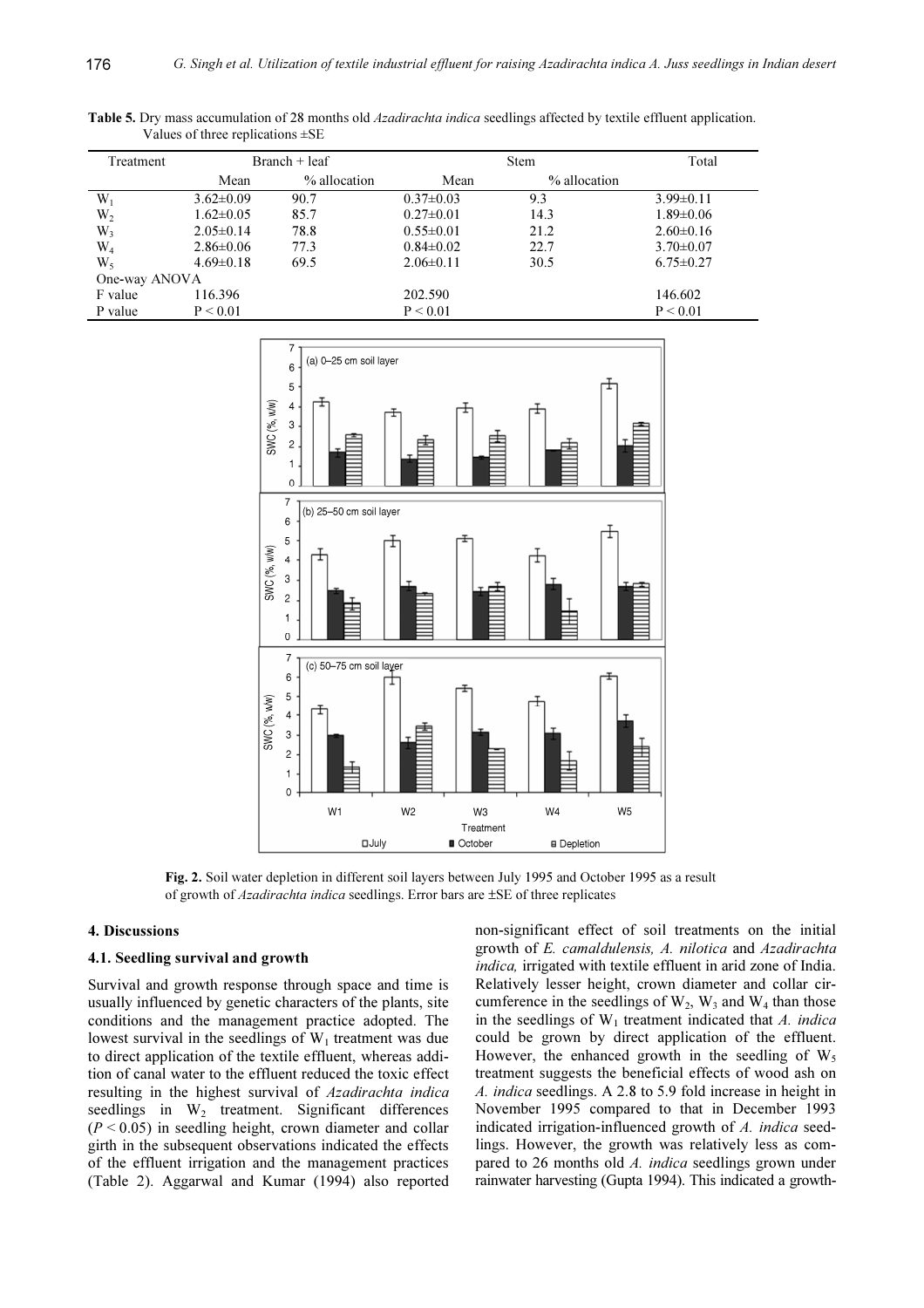**Table 5.** Dry mass accumulation of 28 months old *Azadirachta indica* seedlings affected by textile effluent application. Values of three replications ±SE

| Treatment | Branch + leaf | | Stem | | Total |
|---|---|---|---|---|---|
| | Mean | % allocation | Mean | % allocation | |
| $W_1$ | 3.62±0.09 | 90.7 | 0.37±0.03 | 9.3 | 3.99±0.11 |
| $W_2$ | 1.62±0.05 | 85.7 | 0.27±0.01 | 14.3 | 1.89±0.06 |
| $W_3$ | 2.05±0.14 | 78.8 | 0.55±0.01 | 21.2 | 2.60±0.16 |
| $W_4$ | 2.86±0.06 | 77.3 | 0.84±0.02 | 22.7 | 3.70±0.07 |
| $W_5$ | 4.69±0.18 | 69.5 | 2.06±0.11 | 30.5 | 6.75±0.27 |
| One-way ANOVA | | | | | |
| F value | 116.396 | | 202.590 | | 146.602 |
| P value | $P < 0.01$ | | $P < 0.01$ | | $P < 0.01$ |

**Fig. 2.** Soil water depletion in different soil layers between July 1995 and October 1995 as a result of growth of *Azadirachta indica* seedlings. Error bars are ±SE of three replicates

## 4. Discussions

### 4.1. Seedling survival and growth

Survival and growth response through space and time is usually influenced by genetic characters of the plants, site conditions and the management practice adopted. The lowest survival in the seedlings of $W_1$ treatment was due to direct application of the textile effluent, whereas addition of canal water to the effluent reduced the toxic effect resulting in the highest survival of *Azadirachta indica* seedlings in $W_2$ treatment. Significant differences ($P < 0.05$) in seedling height, crown diameter and collar girth in the subsequent observations indicated the effects of the effluent irrigation and the management practices (Table 2). Aggarwal and Kumar (1994) also reported non-significant effect of soil treatments on the initial growth of *E. camaldulensis, A. nilotica* and *Azadirachta indica,* irrigated with textile effluent in arid zone of India. Relatively lesser height, crown diameter and collar circumference in the seedlings of $W_2$, $W_3$ and $W_4$ than those in the seedlings of $W_1$ treatment indicated that *A. indica* could be grown by direct application of the effluent. However, the enhanced growth in the seedling of $W_5$ treatment suggests the beneficial effects of wood ash on *A. indica* seedlings. A 2.8 to 5.9 fold increase in height in November 1995 compared to that in December 1993 indicated irrigation-influenced growth of *A. indica* seedlings. However, the growth was relatively less as compared to 26 months old *A. indica* seedlings grown under rainwater harvesting (Gupta 1994). This indicated a growth-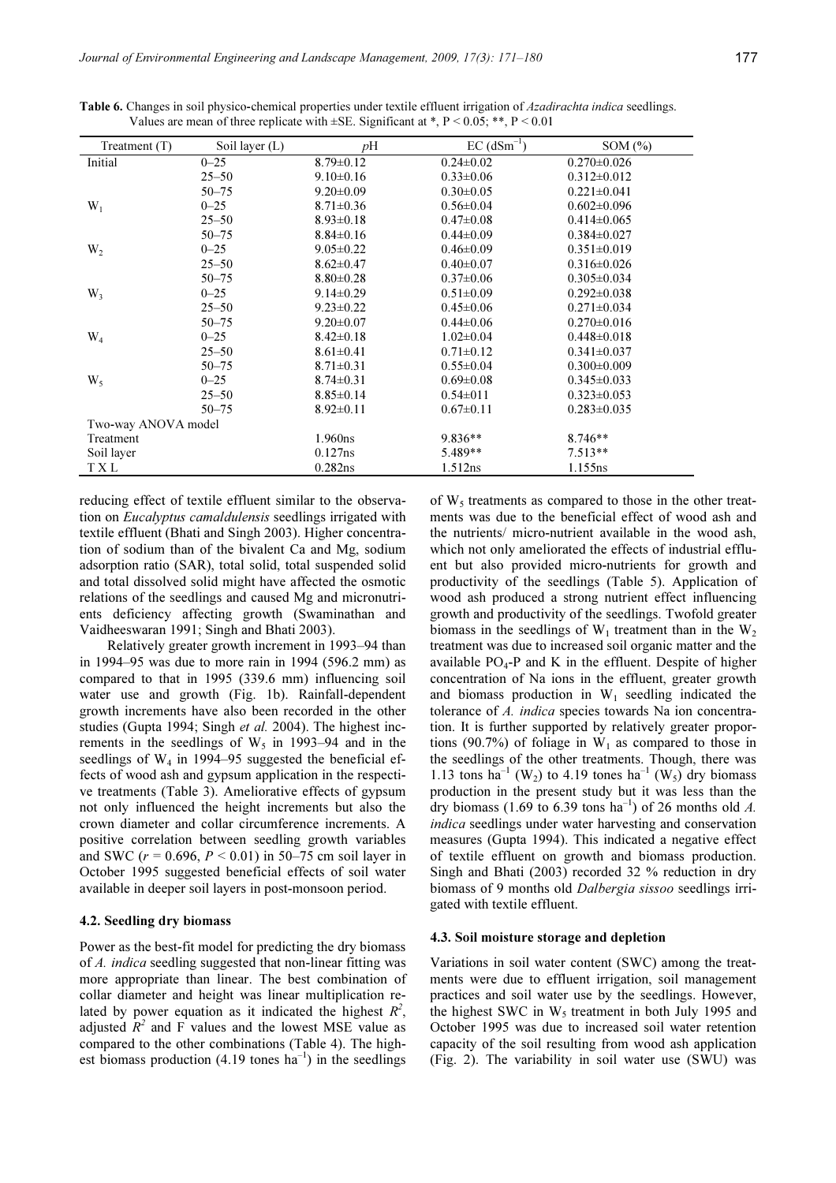**Table 6.** Changes in soil physico-chemical properties under textile effluent irrigation of *Azadirachta indica* seedlings. Values are mean of three replicate with ±SE. Significant at *, P < 0.05; **, P < 0.01

| Treatment (T) | Soil layer (L) | *p*H | EC ($dSm^{-1}$) | SOM (%) |
|---|---|---|---|---|
| Initial | 0–25 | 8.79±0.12 | 0.24±0.02 | 0.270±0.026 |
| | 25–50 | 9.10±0.16 | 0.33±0.06 | 0.312±0.012 |
| | 50–75 | 9.20±0.09 | 0.30±0.05 | 0.221±0.041 |
| $W_1$ | 0–25 | 8.71±0.36 | 0.56±0.04 | 0.602±0.096 |
| | 25–50 | 8.93±0.18 | 0.47±0.08 | 0.414±0.065 |
| | 50–75 | 8.84±0.16 | 0.44±0.09 | 0.384±0.027 |
| $W_2$ | 0–25 | 9.05±0.22 | 0.46±0.09 | 0.351±0.019 |
| | 25–50 | 8.62±0.47 | 0.40±0.07 | 0.316±0.026 |
| | 50–75 | 8.80±0.28 | 0.37±0.06 | 0.305±0.034 |
| $W_3$ | 0–25 | 9.14±0.29 | 0.51±0.09 | 0.292±0.038 |
| | 25–50 | 9.23±0.22 | 0.45±0.06 | 0.271±0.034 |
| | 50–75 | 9.20±0.07 | 0.44±0.06 | 0.270±0.016 |
| $W_4$ | 0–25 | 8.42±0.18 | 1.02±0.04 | 0.448±0.018 |
| | 25–50 | 8.61±0.41 | 0.71±0.12 | 0.341±0.037 |
| | 50–75 | 8.71±0.31 | 0.55±0.04 | 0.300±0.009 |
| $W_5$ | 0–25 | 8.74±0.31 | 0.69±0.08 | 0.345±0.033 |
| | 25–50 | 8.85±0.14 | 0.54±011 | 0.323±0.053 |
| | 50–75 | 8.92±0.11 | 0.67±0.11 | 0.283±0.035 |
| Two-way ANOVA model | | | | |
| Treatment | | 1.960ns | 9.836** | 8.746** |
| Soil layer | | 0.127ns | 5.489** | 7.513** |
| T X L | | 0.282ns | 1.512ns | 1.155ns |

reducing effect of textile effluent similar to the observation on *Eucalyptus camaldulensis* seedlings irrigated with textile effluent (Bhati and Singh 2003). Higher concentration of sodium than of the bivalent Ca and Mg, sodium adsorption ratio (SAR), total solid, total suspended solid and total dissolved solid might have affected the osmotic relations of the seedlings and caused Mg and micronutrients deficiency affecting growth (Swaminathan and Vaidheeswaran 1991; Singh and Bhati 2003).

Relatively greater growth increment in 1993–94 than in 1994–95 was due to more rain in 1994 (596.2 mm) as compared to that in 1995 (339.6 mm) influencing soil water use and growth (Fig. 1b). Rainfall-dependent growth increments have also been recorded in the other studies (Gupta 1994; Singh *et al.* 2004). The highest increments in the seedlings of $W_5$ in 1993–94 and in the seedlings of $W_4$ in 1994–95 suggested the beneficial effects of wood ash and gypsum application in the respective treatments (Table 3). Ameliorative effects of gypsum not only influenced the height increments but also the crown diameter and collar circumference increments. A positive correlation between seedling growth variables and SWC ($r = 0.696$, $P < 0.01$) in 50–75 cm soil layer in October 1995 suggested beneficial effects of soil water available in deeper soil layers in post-monsoon period.

### 4.2. Seedling dry biomass

Power as the best-fit model for predicting the dry biomass of *A. indica* seedling suggested that non-linear fitting was more appropriate than linear. The best combination of collar diameter and height was linear multiplication related by power equation as it indicated the highest $R^2$, adjusted $R^2$ and F values and the lowest MSE value as compared to the other combinations (Table 4). The highest biomass production (4.19 tones $ha^{-1}$) in the seedlings of $W_5$ treatments as compared to those in the other treatments was due to the beneficial effect of wood ash and the nutrients/ micro-nutrient available in the wood ash, which not only ameliorated the effects of industrial effluent but also provided micro-nutrients for growth and productivity of the seedlings (Table 5). Application of wood ash produced a strong nutrient effect influencing growth and productivity of the seedlings. Twofold greater biomass in the seedlings of $W_1$ treatment than in the $W_2$ treatment was due to increased soil organic matter and the available $PO_4$-P and K in the effluent. Despite of higher concentration of Na ions in the effluent, greater growth and biomass production in $W_1$ seedling indicated the tolerance of *A. indica* species towards Na ion concentration. It is further supported by relatively greater proportions (90.7%) of foliage in $W_1$ as compared to those in the seedlings of the other treatments. Though, there was 1.13 tons $ha^{-1}$ ($W_2$) to 4.19 tones $ha^{-1}$ ($W_5$) dry biomass production in the present study but it was less than the dry biomass (1.69 to 6.39 tons $ha^{-1}$) of 26 months old *A. indica* seedlings under water harvesting and conservation measures (Gupta 1994). This indicated a negative effect of textile effluent on growth and biomass production. Singh and Bhati (2003) recorded 32 % reduction in dry biomass of 9 months old *Dalbergia sissoo* seedlings irrigated with textile effluent.

### 4.3. Soil moisture storage and depletion

Variations in soil water content (SWC) among the treatments were due to effluent irrigation, soil management practices and soil water use by the seedlings. However, the highest SWC in $W_5$ treatment in both July 1995 and October 1995 was due to increased soil water retention capacity of the soil resulting from wood ash application (Fig. 2). The variability in soil water use (SWU) was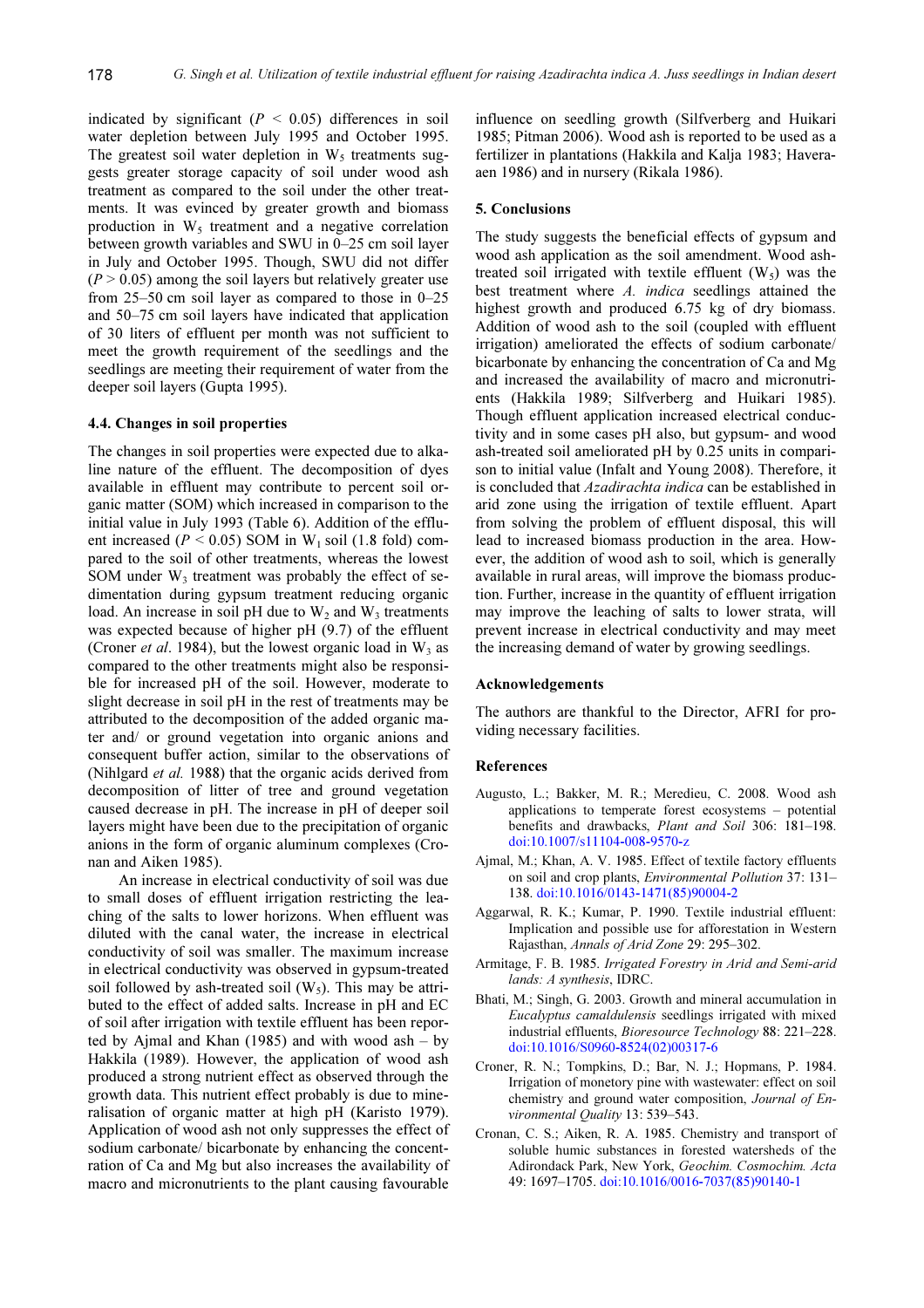indicated by significant ($P$ < 0.05) differences in soil water depletion between July 1995 and October 1995. The greatest soil water depletion in $W_5$ treatments suggests greater storage capacity of soil under wood ash treatment as compared to the soil under the other treatments. It was evinced by greater growth and biomass production in $W_5$ treatment and a negative correlation between growth variables and SWU in 0–25 cm soil layer in July and October 1995. Though, SWU did not differ ($P$ > 0.05) among the soil layers but relatively greater use from 25–50 cm soil layer as compared to those in 0–25 and 50–75 cm soil layers have indicated that application of 30 liters of effluent per month was not sufficient to meet the growth requirement of the seedlings and the seedlings are meeting their requirement of water from the deeper soil layers (Gupta 1995).

### 4.4. Changes in soil properties

The changes in soil properties were expected due to alkaline nature of the effluent. The decomposition of dyes available in effluent may contribute to percent soil organic matter (SOM) which increased in comparison to the initial value in July 1993 (Table 6). Addition of the effluent increased ($P$ < 0.05) SOM in $W_1$ soil (1.8 fold) compared to the soil of other treatments, whereas the lowest SOM under $W_3$ treatment was probably the effect of sedimentation during gypsum treatment reducing organic load. An increase in soil pH due to $W_2$ and $W_3$ treatments was expected because of higher pH (9.7) of the effluent (Croner *et al*. 1984), but the lowest organic load in $W_3$ as compared to the other treatments might also be responsible for increased pH of the soil. However, moderate to slight decrease in soil pH in the rest of treatments may be attributed to the decomposition of the added organic matter and/ or ground vegetation into organic anions and consequent buffer action, similar to the observations of (Nihlgard *et al.* 1988) that the organic acids derived from decomposition of litter of tree and ground vegetation caused decrease in pH. The increase in pH of deeper soil layers might have been due to the precipitation of organic anions in the form of organic aluminum complexes (Cronan and Aiken 1985).

An increase in electrical conductivity of soil was due to small doses of effluent irrigation restricting the leaching of the salts to lower horizons. When effluent was diluted with the canal water, the increase in electrical conductivity of soil was smaller. The maximum increase in electrical conductivity was observed in gypsum-treated soil followed by ash-treated soil ($W_5$). This may be attributed to the effect of added salts. Increase in pH and EC of soil after irrigation with textile effluent has been reported by Ajmal and Khan (1985) and with wood ash – by Hakkila (1989). However, the application of wood ash produced a strong nutrient effect as observed through the growth data. This nutrient effect probably is due to mineralisation of organic matter at high pH (Karisto 1979). Application of wood ash not only suppresses the effect of sodium carbonate/ bicarbonate by enhancing the concentration of Ca and Mg but also increases the availability of macro and micronutrients to the plant causing favourable influence on seedling growth (Silfverberg and Huikari 1985; Pitman 2006). Wood ash is reported to be used as a fertilizer in plantations (Hakkila and Kalja 1983; Haveraaen 1986) and in nursery (Rikala 1986).

## 5. Conclusions

The study suggests the beneficial effects of gypsum and wood ash application as the soil amendment. Wood ash-treated soil irrigated with textile effluent ($W_5$) was the best treatment where *A. indica* seedlings attained the highest growth and produced 6.75 kg of dry biomass. Addition of wood ash to the soil (coupled with effluent irrigation) ameliorated the effects of sodium carbonate/ bicarbonate by enhancing the concentration of Ca and Mg and increased the availability of macro and micronutrients (Hakkila 1989; Silfverberg and Huikari 1985). Though effluent application increased electrical conductivity and in some cases pH also, but gypsum- and wood ash-treated soil ameliorated pH by 0.25 units in comparison to initial value (Infalt and Young 2008). Therefore, it is concluded that *Azadirachta indica* can be established in arid zone using the irrigation of textile effluent. Apart from solving the problem of effluent disposal, this will lead to increased biomass production in the area. However, the addition of wood ash to soil, which is generally available in rural areas, will improve the biomass production. Further, increase in the quantity of effluent irrigation may improve the leaching of salts to lower strata, will prevent increase in electrical conductivity and may meet the increasing demand of water by growing seedlings.

## Acknowledgements

The authors are thankful to the Director, AFRI for providing necessary facilities.

## References

Augusto, L.; Bakker, M. R.; Meredieu, C. 2008. Wood ash applications to temperate forest ecosystems – potential benefits and drawbacks, *Plant and Soil* 306: 181–198. doi:10.1007/s11104-008-9570-z

Ajmal, M.; Khan, A. V. 1985. Effect of textile factory effluents on soil and crop plants, *Environmental Pollution* 37: 131–138. doi:10.1016/0143-1471(85)90004-2

Aggarwal, R. K.; Kumar, P. 1990. Textile industrial effluent: Implication and possible use for afforestation in Western Rajasthan, *Annals of Arid Zone* 29: 295–302.

Armitage, F. B. 1985. *Irrigated Forestry in Arid and Semi-arid lands: A synthesis*, IDRC.

Bhati, M.; Singh, G. 2003. Growth and mineral accumulation in *Eucalyptus camaldulensis* seedlings irrigated with mixed industrial effluents, *Bioresource Technology* 88: 221–228. doi:10.1016/S0960-8524(02)00317-6

Croner, R. N.; Tompkins, D.; Bar, N. J.; Hopmans, P. 1984. Irrigation of monetory pine with wastewater: effect on soil chemistry and ground water composition, *Journal of Environmental Quality* 13: 539–543.

Cronan, C. S.; Aiken, R. A. 1985. Chemistry and transport of soluble humic substances in forested watersheds of the Adirondack Park, New York, *Geochim. Cosmochim. Acta* 49: 1697–1705. doi:10.1016/0016-7037(85)90140-1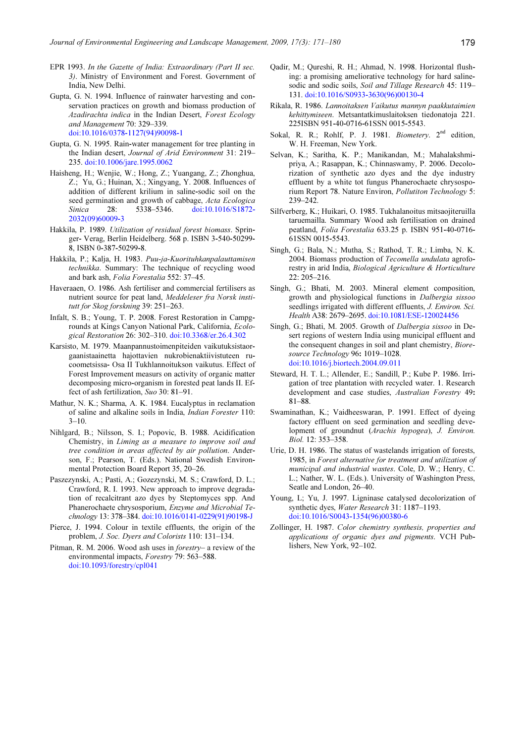EPR 1993. *In the Gazette of India: Extraordinary (Part II sec. 3)*. Ministry of Environment and Forest. Government of India, New Delhi.

Gupta, G. N. 1994. Influence of rainwater harvesting and conservation practices on growth and biomass production of *Azadirachta indica* in the Indian Desert, *Forest Ecology and Management* 70: 329–339. doi:10.1016/0378-1127(94)90098-1

Gupta, G. N. 1995. Rain-water management for tree planting in the Indian desert, *Journal of Arid Environment* 31: 219–235. doi:10.1006/jare.1995.0062

Haisheng, H.; Wenjie, W.; Hong, Z.; Yuangang, Z.; Zhonghua, Z.; Yu, G.; Huinan, X.; Xingyang, Y. 2008. Influences of addition of different krilium in saline-sodic soil on the seed germination and growth of cabbage, *Acta Ecologica Sinica* 28: 5338–5346. doi:10.1016/S1872-2032(09)60009-3

Hakkila, P. 1989. *Utilization of residual forest biomass*. Springer- Verag, Berlin Heidelberg. 568 p. ISBN 3-540-50299-8, ISBN 0-387-50299-8.

Hakkila, P.; Kalja, H. 1983. *Puu-ja-Kuorituhkanpalauttamisen technikka*. Summary: The technique of recycling wood and bark ash, *Folia Forestalia* 552: 37–45.

Haveraaen, O. 1986. Ash fertiliser and commercial fertilisers as nutrient source for peat land, *Meddeleser fra Norsk institutt for Skog forskning* 39: 251–263.

Infalt, S. B.; Young, T. P. 2008. Forest Restoration in Campgrounds at Kings Canyon National Park, California, *Ecological Restoration* 26: 302–310. doi:10.3368/er.26.4.302

Karsisto, M. 1979. Maanpannustoimenpiteiden vaikutuksistaorgaanistaainetta hajottavien nukrobienaktiivistuteen rucoometsissa- Osa II Tukhlannoitukson vaikutus. Effect of Forest Improvement measurs on activity of organic matter decomposing micro-organism in forested peat lands II. Effect of ash fertilization, *Suo* 30: 81–91.

Mathur, N. K.; Sharma, A. K. 1984. Eucalyptus in reclamation of saline and alkaline soils in India, *Indian Forester* 110: 3–10.

Nihlgard, B.; Nilsson, S. I.; Popovic, B. 1988. Acidification Chemistry, in *Liming as a measure to improve soil and tree condition in areas affected by air pollution*. Anderson, F.; Pearson, T. (Eds.). National Swedish Environmental Protection Board Report 35, 20–26.

Paszezynski, A.; Pasti, A.; Gozezynski, M. S.; Crawford, D. L.; Crawford, R. I. 1993. New approach to improve degradation of recalcitrant azo dyes by Steptomyces spp. And Phanerochaete chrysosporium, *Enzyme and Microbial Technology* 13: 378–384. doi:10.1016/0141-0229(91)90198-J

Pierce, J. 1994. Colour in textile effluents, the origin of the problem, *J. Soc. Dyers and Colorists* 110: 131–134.

Pitman, R. M. 2006. Wood ash uses in *forestry*– a review of the environmental impacts, *Forestry* 79: 563–588. doi:10.1093/forestry/cpl041

Qadir, M.; Qureshi, R. H.; Ahmad, N. 1998. Horizontal flushing: a promising ameliorative technology for hard saline-sodic and sodic soils, *Soil and Tillage Research* 45: 119–131. doi:10.1016/S0933-3630(96)00130-4

Rikala, R. 1986. *Lannoitaksen Vaikutus mannyn paakkutaimien kehittymiseen*. Metsantatkimuslaitoksen tiedonatoja 221. 225ISBN 951-40-0716-61SSN 0015-5543.

Sokal, R. R.; Rohlf, P. J. 1981. *Biometery*. 2nd edition, W. H. Freeman, New York.

Selvan, K.; Saritha, K. P.; Manikandan, M.; Mahalakshmipriya, A.; Rasappan, K.; Chinnaswamy, P. 2006. Decolorization of synthetic azo dyes and the dye industry effluent by a white tot fungus Phanerochaete chrysosporium Report 78. Nature Environ, *Pollutiton Technology* 5: 239–242.

Silfverberg, K.; Huikari, O. 1985. Tukhalanoitus mitsaojiteruilla taruemailla. Summary Wood ash fertilisation on drained peatland, *Folia Forestalia* 633.25 p. ISBN 951-40-0716-61SSN 0015-5543.

Singh, G.; Bala, N.; Mutha, S.; Rathod, T. R.; Limba, N. K. 2004. Biomass production of *Tecomella undulata* agroforestry in arid India, *Biological Agriculture & Horticulture* 22: 205–216.

Singh, G.; Bhati, M. 2003. Mineral element composition, growth and physiological functions in *Dalbergia sissoo* seedlings irrigated with different effluents, *J. Environ. Sci. Health* A38: 2679–2695. doi:10.1081/ESE-120024456

Singh, G.; Bhati, M. 2005. Growth of *Dalbergia sissoo* in Desert regions of western India using municipal effluent and the consequent changes in soil and plant chemistry, *Bioresource Technology* 96**:** 1019–1028. doi:10.1016/j.biortech.2004.09.011

Steward, H. T. L.; Allender, E.; Sandill, P.; Kube P. 1986. Irrigation of tree plantation with recycled water. 1. Research development and case studies, *Australian Forestry* 49**:** 81–88.

Swaminathan, K.; Vaidheeswaran, P. 1991. Effect of dyeing factory effluent on seed germination and seedling development of groundnut (*Arachis hypogea*), *J. Environ. Biol.* 12: 353–358.

Urie, D. H. 1986. The status of wastelands irrigation of forests, 1985, in *Forest alternative for treatment and utilization of municipal and industrial wastes*. Cole, D. W.; Henry, C. L.; Nather, W. L. (Eds.). University of Washington Press, Seatle and London, 26–40.

Young, L; Yu, J. 1997. Ligninase catalysed decolorization of synthetic dyes, *Water Research* 31: 1187–1193. doi:10.1016/S0043-1354(96)00380-6

Zollinger, H. 1987. *Color chemistry synthesis, properties and applications of organic dyes and pigments*. VCH Publishers, New York, 92–102.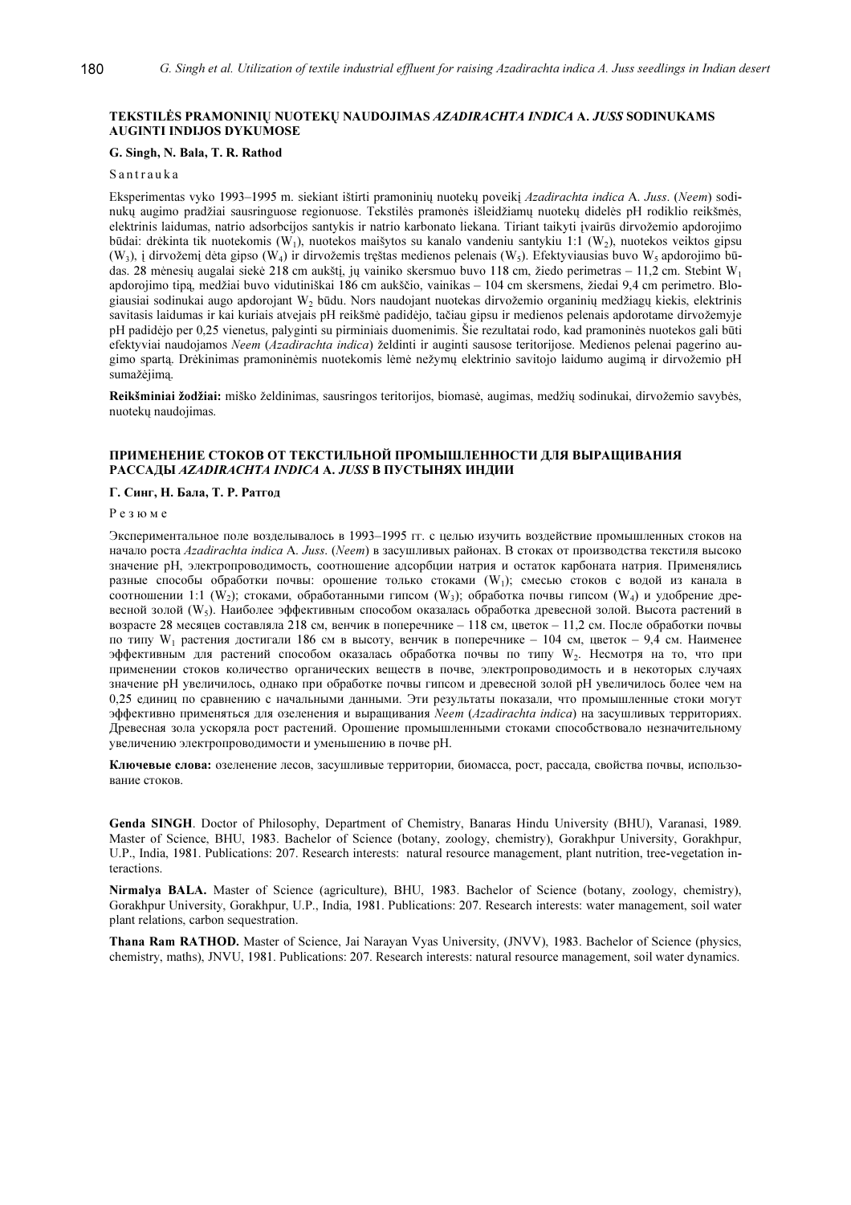## TEKSTILĖS PRAMONINIŲ NUOTEKŲ NAUDOJIMAS *AZADIRACHTA INDICA* A. *JUSS* SODINUKAMS AUGINTI INDIJOS DYKUMOSE

**G. Singh, N. Bala, T. R. Rathod**

Santrauka

Eksperimentas vyko 1993–1995 m. siekiant ištirti pramoninių nuotekų poveikį *Azadirachta indica* A. *Juss*. (*Neem*) sodinukų augimo pradžiai sausringuose regionuose. Tekstilės pramonės išleidžiamų nuotekų didelės pH rodiklio reikšmės, elektrinis laidumas, natrio adsorbcijos santykis ir natrio karbonato liekana. Tiriant taikyti įvairūs dirvožemio apdorojimo būdai: drėkinta tik nuotekomis ($W_1$), nuotekos maišytos su kanalo vandeniu santykiu 1:1 ($W_2$), nuotekos veiktos gipsu ($W_3$), į dirvožemį dėta gipso ($W_4$) ir dirvožemis trėštas medienos pelenais ($W_5$). Efektyviausias buvo $W_5$ apdorojimo būdas. 28 mėnesių augalai siekė 218 cm aukštį, jų vainiko skersmuo buvo 118 cm, žiedo perimetras – 11,2 cm. Stebint $W_1$ apdorojimo tipą, medžiai buvo vidutiniškai 186 cm aukščio, vainikas – 104 cm skersmens, žiedai 9,4 cm perimetro. Blogiausiai sodinukai augo apdorojant $W_2$ būdu. Nors naudojant nuotekas dirvožemio organinių medžiagų kiekis, elektrinis savitasis laidumas ir kai kuriais atvejais pH reikšmė padidėjo, tačiau gipsu ir medienos pelenais apdorotame dirvožemyje pH padidėjo per 0,25 vienetus, palyginti su pirminiais duomenimis. Šie rezultatai rodo, kad pramoninės nuotekos gali būti efektyviai naudojamos *Neem* (*Azadirachta indica*) želdinti ir auginti sausose teritorijose. Medienos pelenai pagerino augimo spartą. Drėkinimas pramoninėmis nuotekomis lėmė nežymų elektrinio savitojo laidumo augimą ir dirvožemio pH sumažėjimą.

**Reikšminiai žodžiai:** miško želdinimas, sausringos teritorijos, biomasė, augimas, medžių sodinukai, dirvožemio savybės, nuotekų naudojimas.

## ПРИМЕНЕНИЕ СТОКОВ ОТ ТЕКСТИЛЬНОЙ ПРОМЫШЛЕННОСТИ ДЛЯ ВЫРАЩИВАНИЯ РАССАДЫ *AZADIRACHTA INDICA* A. *JUSS* В ПУСТЫНЯХ ИНДИИ

**Г. Синг, Н. Бала, Т. Р. Ратгод**

Резюме

Экспериментальное поле возделывалось в 1993–1995 гг. с целью изучить воздействие промышленных стоков на начало роста *Azadirachta indica* A. *Juss*. (*Neem*) в засушливых районах. В стоках от производства текстиля высоко значение pH, электропроводимость, соотношение адсорбции натрия и остаток карбоната натрия. Применялись разные способы обработки почвы: орошение только стоками ($W_1$); смесью стоков с водой из канала в соотношении 1:1 ($W_2$); стоками, обработанными гипсом ($W_3$); обработка почвы гипсом ($W_4$) и удобрение древесной золой ($W_5$). Наиболее эффективным способом оказалась обработка древесной золой. Высота растений в возрасте 28 месяцев составляла 218 см, венчик в поперечнике – 118 см, цветок – 11,2 см. После обработки почвы по типу $W_1$ растения достигали 186 см в высоту, венчик в поперечнике – 104 см, цветок – 9,4 см. Наименее эффективным для растений способом оказалась обработка почвы по типу $W_2$. Несмотря на то, что при применении стоков количество органических веществ в почве, электропроводимость и в некоторых случаях значение pH увеличилось, однако при обработке почвы гипсом и древесной золой pH увеличилось более чем на 0,25 единиц по сравнению с начальными данными. Эти результаты показали, что промышленные стоки могут эффективно применяться для озеленения и выращивания *Neem* (*Azadirachta indica*) на засушливых территориях. Древесная зола ускоряла рост растений. Орошение промышленными стоками способствовало незначительному увеличению электропроводимости и уменьшению в почве pH.

**Ключевые слова:** озеленение лесов, засушливые территории, биомасса, рост, рассада, свойства почвы, использование стоков.

**Genda SINGH**. Doctor of Philosophy, Department of Chemistry, Banaras Hindu University (BHU), Varanasi, 1989. Master of Science, BHU, 1983. Bachelor of Science (botany, zoology, chemistry), Gorakhpur University, Gorakhpur, U.P., India, 1981. Publications: 207. Research interests: natural resource management, plant nutrition, tree-vegetation interactions.

**Nirmalya BALA.** Master of Science (agriculture), BHU, 1983. Bachelor of Science (botany, zoology, chemistry), Gorakhpur University, Gorakhpur, U.P., India, 1981. Publications: 207. Research interests: water management, soil water plant relations, carbon sequestration.

**Thana Ram RATHOD.** Master of Science, Jai Narayan Vyas University, (JNVV), 1983. Bachelor of Science (physics, chemistry, maths), JNVU, 1981. Publications: 207. Research interests: natural resource management, soil water dynamics.